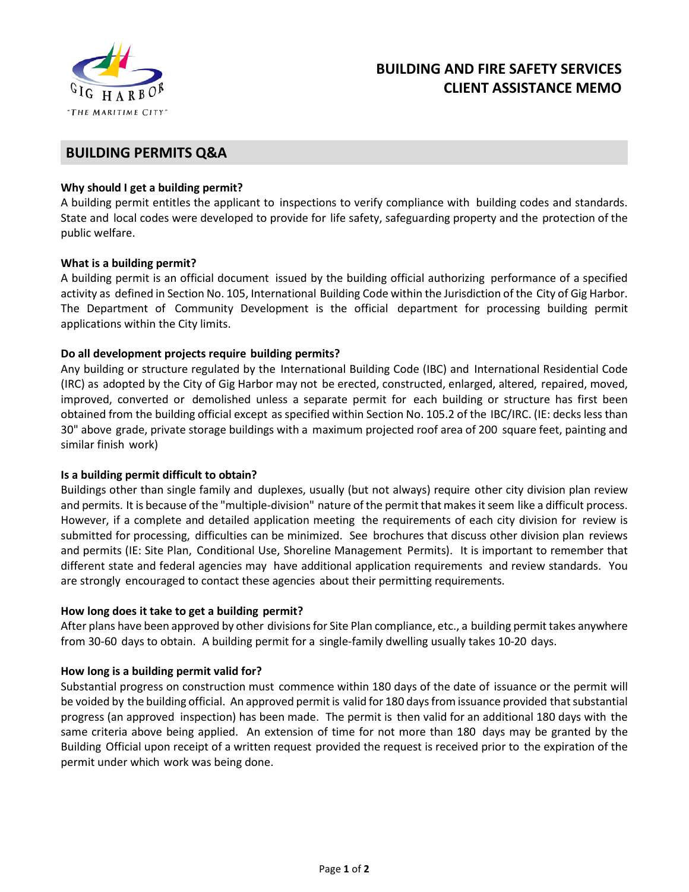GIG HARBOR
"THE MARITIME CITY"

# BUILDING AND FIRE SAFETY SERVICES CLIENT ASSISTANCE MEMO

## BUILDING PERMITS Q&A

**Why should I get a building permit?**
A building permit entitles the applicant to inspections to verify compliance with building codes and standards. State and local codes were developed to provide for life safety, safeguarding property and the protection of the public welfare.

**What is a building permit?**
A building permit is an official document issued by the building official authorizing performance of a specified activity as defined in Section No. 105, International Building Code within the Jurisdiction of the City of Gig Harbor. The Department of Community Development is the official department for processing building permit applications within the City limits.

**Do all development projects require building permits?**
Any building or structure regulated by the International Building Code (IBC) and International Residential Code (IRC) as adopted by the City of Gig Harbor may not be erected, constructed, enlarged, altered, repaired, moved, improved, converted or demolished unless a separate permit for each building or structure has first been obtained from the building official except as specified within Section No. 105.2 of the IBC/IRC. (IE: decks less than 30" above grade, private storage buildings with a maximum projected roof area of 200 square feet, painting and similar finish work)

**Is a building permit difficult to obtain?**
Buildings other than single family and duplexes, usually (but not always) require other city division plan review and permits. It is because of the "multiple-division" nature of the permit that makes it seem like a difficult process. However, if a complete and detailed application meeting the requirements of each city division for review is submitted for processing, difficulties can be minimized. See brochures that discuss other division plan reviews and permits (IE: Site Plan, Conditional Use, Shoreline Management Permits). It is important to remember that different state and federal agencies may have additional application requirements and review standards. You are strongly encouraged to contact these agencies about their permitting requirements.

**How long does it take to get a building permit?**
After plans have been approved by other divisions for Site Plan compliance, etc., a building permit takes anywhere from 30-60 days to obtain. A building permit for a single-family dwelling usually takes 10-20 days.

**How long is a building permit valid for?**
Substantial progress on construction must commence within 180 days of the date of issuance or the permit will be voided by the building official. An approved permit is valid for 180 days from issuance provided that substantial progress (an approved inspection) has been made. The permit is then valid for an additional 180 days with the same criteria above being applied. An extension of time for not more than 180 days may be granted by the Building Official upon receipt of a written request provided the request is received prior to the expiration of the permit under which work was being done.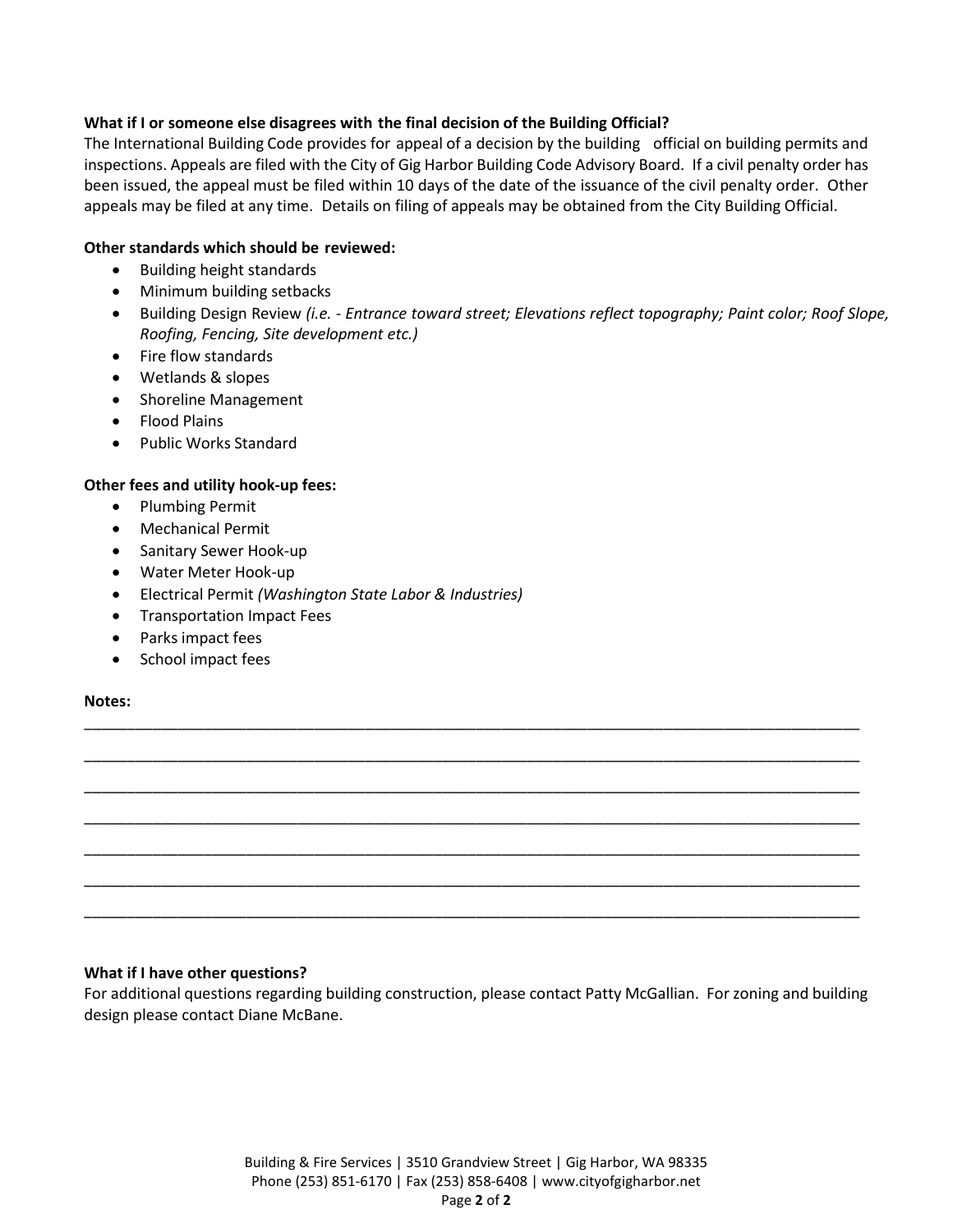**What if I or someone else disagrees with the final decision of the Building Official?**

The International Building Code provides for appeal of a decision by the building official on building permits and inspections. Appeals are filed with the City of Gig Harbor Building Code Advisory Board. If a civil penalty order has been issued, the appeal must be filed within 10 days of the date of the issuance of the civil penalty order. Other appeals may be filed at any time. Details on filing of appeals may be obtained from the City Building Official.

**Other standards which should be reviewed:**

- Building height standards
- Minimum building setbacks
- Building Design Review *(i.e. - Entrance toward street; Elevations reflect topography; Paint color; Roof Slope, Roofing, Fencing, Site development etc.)*
- Fire flow standards
- Wetlands & slopes
- Shoreline Management
- Flood Plains
- Public Works Standard

**Other fees and utility hook-up fees:**

- Plumbing Permit
- Mechanical Permit
- Sanitary Sewer Hook-up
- Water Meter Hook-up
- Electrical Permit *(Washington State Labor & Industries)*
- Transportation Impact Fees
- Parks impact fees
- School impact fees

**Notes:**

______________________________________________________________________________

______________________________________________________________________________

______________________________________________________________________________

______________________________________________________________________________

______________________________________________________________________________

______________________________________________________________________________

______________________________________________________________________________

**What if I have other questions?**

For additional questions regarding building construction, please contact Patty McGallian. For zoning and building design please contact Diane McBane.

Building & Fire Services | 3510 Grandview Street | Gig Harbor, WA 98335
Phone (253) 851-6170 | Fax (253) 858-6408 | www.cityofgigharbor.net